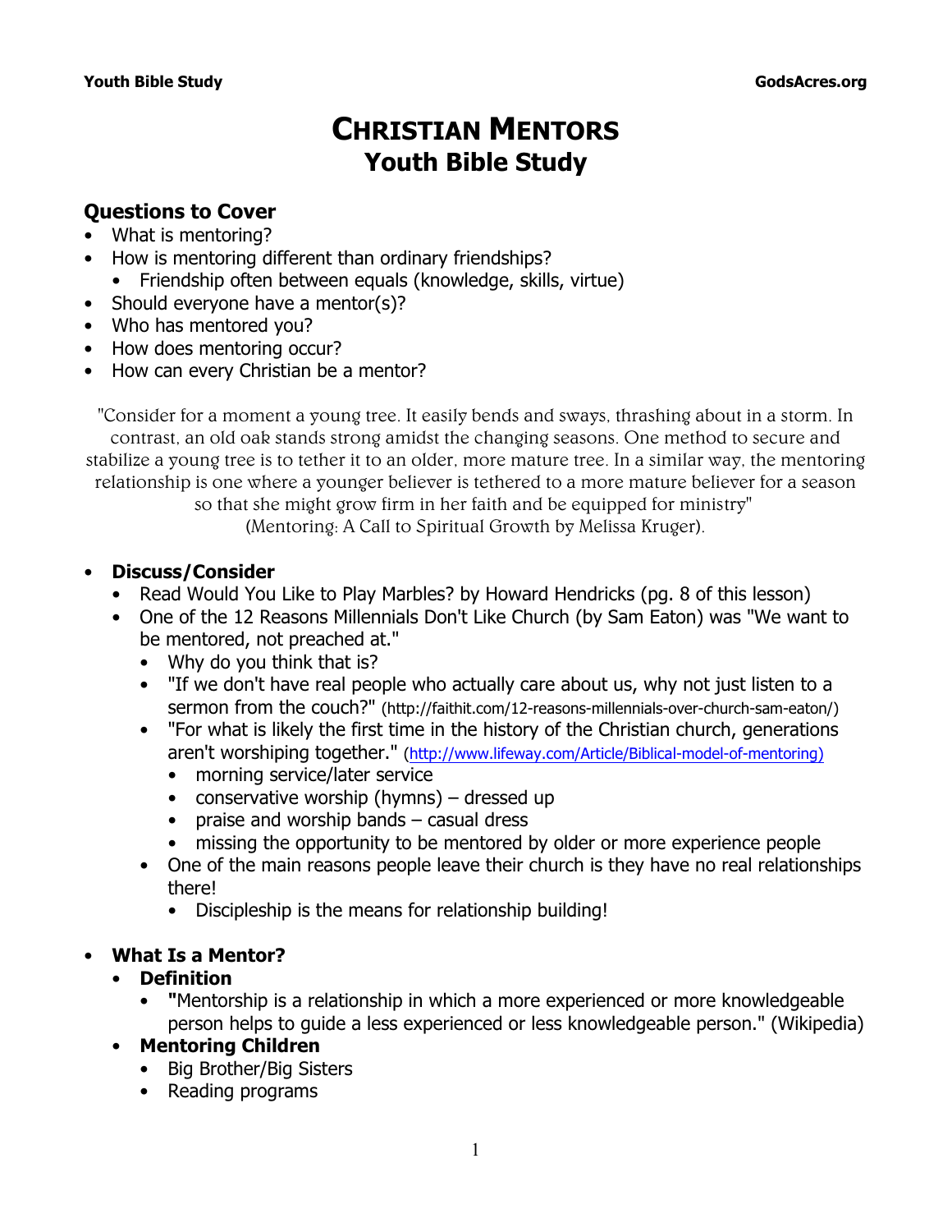# CHRISTIAN MENTORS
## Youth Bible Study

### Questions to Cover

- What is mentoring?
- How is mentoring different than ordinary friendships?
  - Friendship often between equals (knowledge, skills, virtue)
- Should everyone have a mentor(s)?
- Who has mentored you?
- How does mentoring occur?
- How can every Christian be a mentor?

"Consider for a moment a young tree. It easily bends and sways, thrashing about in a storm. In contrast, an old oak stands strong amidst the changing seasons. One method to secure and stabilize a young tree is to tether it to an older, more mature tree. In a similar way, the mentoring relationship is one where a younger believer is tethered to a more mature believer for a season so that she might grow firm in her faith and be equipped for ministry" (Mentoring: A Call to Spiritual Growth by Melissa Kruger).

- **Discuss/Consider**
  - Read Would You Like to Play Marbles? by Howard Hendricks (pg. 8 of this lesson)
  - One of the 12 Reasons Millennials Don't Like Church (by Sam Eaton) was "We want to be mentored, not preached at."
    - Why do you think that is?
    - "If we don't have real people who actually care about us, why not just listen to a sermon from the couch?" (http://faithit.com/12-reasons-millennials-over-church-sam-eaton/)
    - "For what is likely the first time in the history of the Christian church, generations aren't worshiping together." (http://www.lifeway.com/Article/Biblical-model-of-mentoring)
      - morning service/later service
      - conservative worship (hymns) – dressed up
      - praise and worship bands – casual dress
      - missing the opportunity to be mentored by older or more experience people
  - One of the main reasons people leave their church is they have no real relationships there!
    - Discipleship is the means for relationship building!

- **What Is a Mentor?**
  - **Definition**
    - **"**Mentorship is a relationship in which a more experienced or more knowledgeable person helps to guide a less experienced or less knowledgeable person." (Wikipedia)
  - **Mentoring Children**
    - Big Brother/Big Sisters
    - Reading programs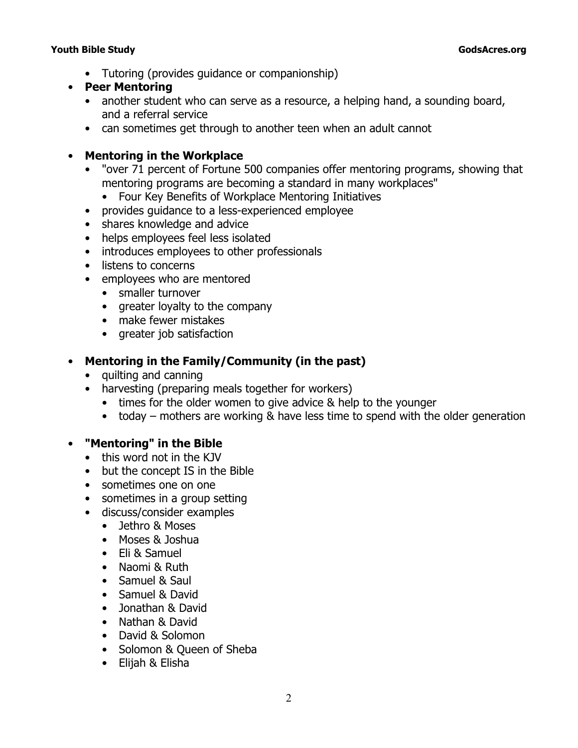- Tutoring (provides guidance or companionship)
- **Peer Mentoring**
  - another student who can serve as a resource, a helping hand, a sounding board, and a referral service
  - can sometimes get through to another teen when an adult cannot

- **Mentoring in the Workplace**
  - "over 71 percent of Fortune 500 companies offer mentoring programs, showing that mentoring programs are becoming a standard in many workplaces"
    - Four Key Benefits of Workplace Mentoring Initiatives
  - provides guidance to a less-experienced employee
  - shares knowledge and advice
  - helps employees feel less isolated
  - introduces employees to other professionals
  - listens to concerns
  - employees who are mentored
    - smaller turnover
    - greater loyalty to the company
    - make fewer mistakes
    - greater job satisfaction

- **Mentoring in the Family/Community (in the past)**
  - quilting and canning
  - harvesting (preparing meals together for workers)
    - times for the older women to give advice & help to the younger
    - today – mothers are working & have less time to spend with the older generation

- **"Mentoring" in the Bible**
  - this word not in the KJV
  - but the concept IS in the Bible
  - sometimes one on one
  - sometimes in a group setting
  - discuss/consider examples
    - Jethro & Moses
    - Moses & Joshua
    - Eli & Samuel
    - Naomi & Ruth
    - Samuel & Saul
    - Samuel & David
    - Jonathan & David
    - Nathan & David
    - David & Solomon
    - Solomon & Queen of Sheba
    - Elijah & Elisha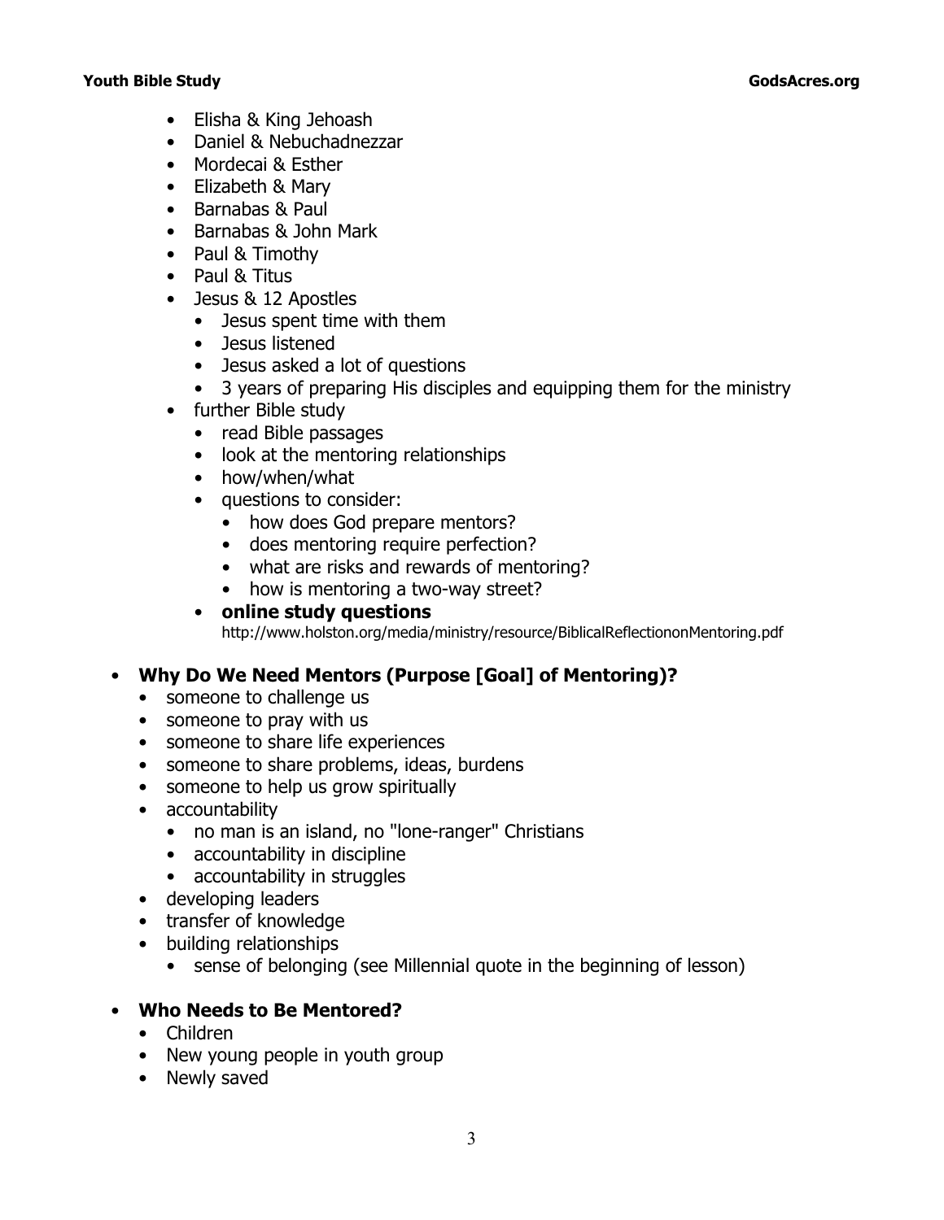- Elisha & King Jehoash
- Daniel & Nebuchadnezzar
- Mordecai & Esther
- Elizabeth & Mary
- Barnabas & Paul
- Barnabas & John Mark
- Paul & Timothy
- Paul & Titus
- Jesus & 12 Apostles
  - Jesus spent time with them
  - Jesus listened
  - Jesus asked a lot of questions
  - 3 years of preparing His disciples and equipping them for the ministry
- further Bible study
  - read Bible passages
  - look at the mentoring relationships
  - how/when/what
  - questions to consider:
    - how does God prepare mentors?
    - does mentoring require perfection?
    - what are risks and rewards of mentoring?
    - how is mentoring a two-way street?
  - **online study questions**
    http://www.holston.org/media/ministry/resource/BiblicalReflectiononMentoring.pdf

- **Why Do We Need Mentors (Purpose [Goal] of Mentoring)?**
  - someone to challenge us
  - someone to pray with us
  - someone to share life experiences
  - someone to share problems, ideas, burdens
  - someone to help us grow spiritually
  - accountability
    - no man is an island, no "lone-ranger" Christians
    - accountability in discipline
    - accountability in struggles
  - developing leaders
  - transfer of knowledge
  - building relationships
    - sense of belonging (see Millennial quote in the beginning of lesson)

- **Who Needs to Be Mentored?**
  - Children
  - New young people in youth group
  - Newly saved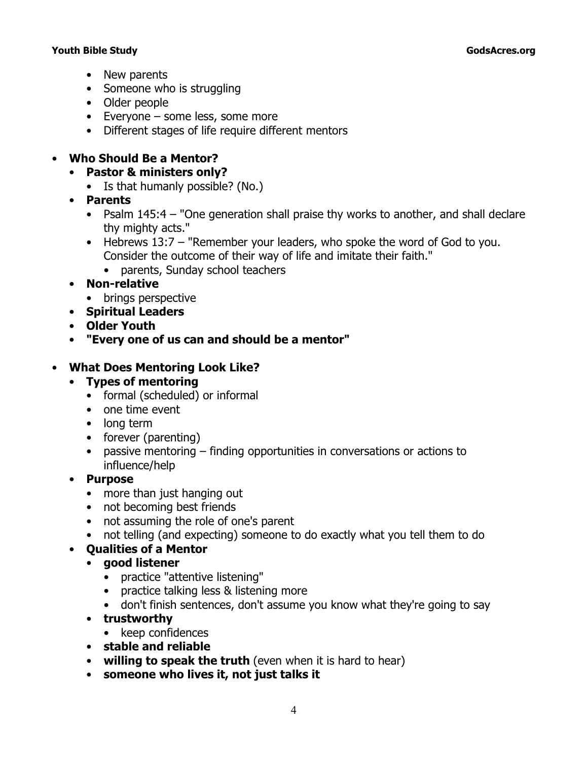- New parents
  - Someone who is struggling
  - Older people
  - Everyone – some less, some more
  - Different stages of life require different mentors

- **Who Should Be a Mentor?**
  - **Pastor & ministers only?**
    - Is that humanly possible? (No.)
  - **Parents**
    - Psalm 145:4 – "One generation shall praise thy works to another, and shall declare thy mighty acts."
    - Hebrews 13:7 – "Remember your leaders, who spoke the word of God to you. Consider the outcome of their way of life and imitate their faith."
      - parents, Sunday school teachers
  - **Non-relative**
    - brings perspective
  - **Spiritual Leaders**
  - **Older Youth**
  - **"Every one of us can and should be a mentor"**

- **What Does Mentoring Look Like?**
  - **Types of mentoring**
    - formal (scheduled) or informal
    - one time event
    - long term
    - forever (parenting)
    - passive mentoring – finding opportunities in conversations or actions to influence/help
  - **Purpose**
    - more than just hanging out
    - not becoming best friends
    - not assuming the role of one's parent
    - not telling (and expecting) someone to do exactly what you tell them to do
  - **Qualities of a Mentor**
    - **good listener**
      - practice "attentive listening"
      - practice talking less & listening more
      - don't finish sentences, don't assume you know what they're going to say
    - **trustworthy**
      - keep confidences
    - **stable and reliable**
    - **willing to speak the truth** (even when it is hard to hear)
    - **someone who lives it, not just talks it**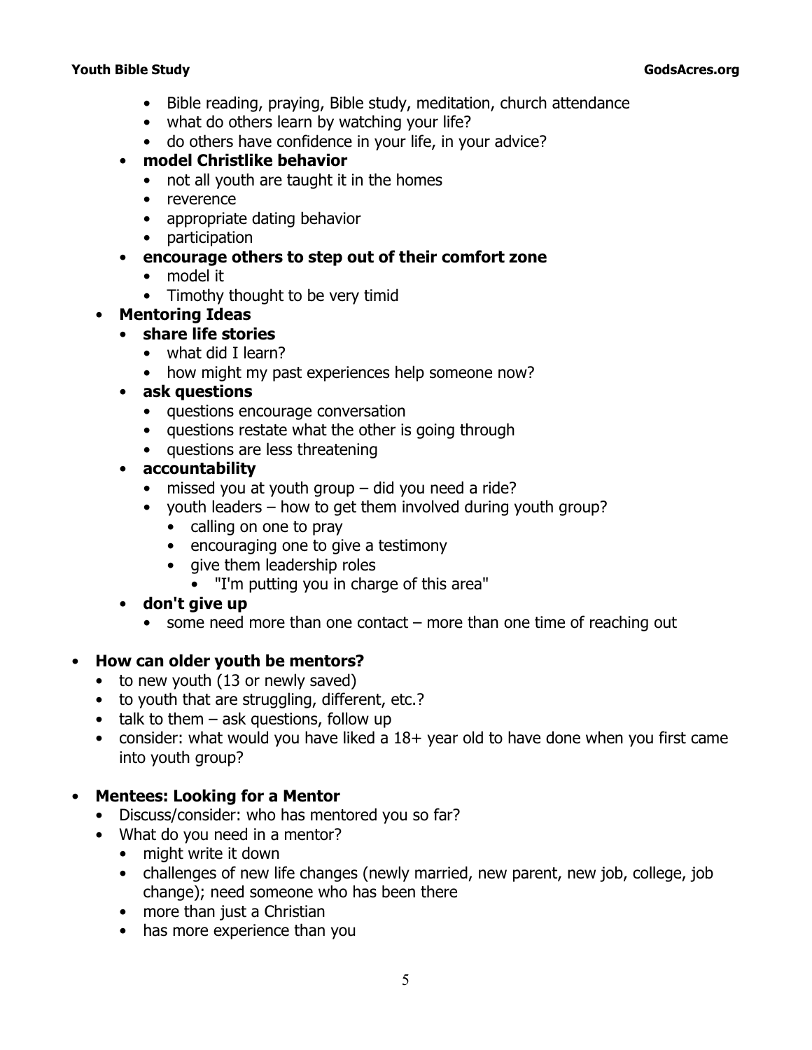- Bible reading, praying, Bible study, meditation, church attendance
    - what do others learn by watching your life?
    - do others have confidence in your life, in your advice?
  - **model Christlike behavior**
    - not all youth are taught it in the homes
    - reverence
    - appropriate dating behavior
    - participation
  - **encourage others to step out of their comfort zone**
    - model it
    - Timothy thought to be very timid
- **Mentoring Ideas**
  - **share life stories**
    - what did I learn?
    - how might my past experiences help someone now?
  - **ask questions**
    - questions encourage conversation
    - questions restate what the other is going through
    - questions are less threatening
  - **accountability**
    - missed you at youth group – did you need a ride?
    - youth leaders – how to get them involved during youth group?
      - calling on one to pray
      - encouraging one to give a testimony
      - give them leadership roles
        - "I'm putting you in charge of this area"
  - **don't give up**
    - some need more than one contact – more than one time of reaching out

- **How can older youth be mentors?**
  - to new youth (13 or newly saved)
  - to youth that are struggling, different, etc.?
  - talk to them – ask questions, follow up
  - consider: what would you have liked a 18+ year old to have done when you first came into youth group?

- **Mentees: Looking for a Mentor**
  - Discuss/consider: who has mentored you so far?
  - What do you need in a mentor?
    - might write it down
    - challenges of new life changes (newly married, new parent, new job, college, job change); need someone who has been there
    - more than just a Christian
    - has more experience than you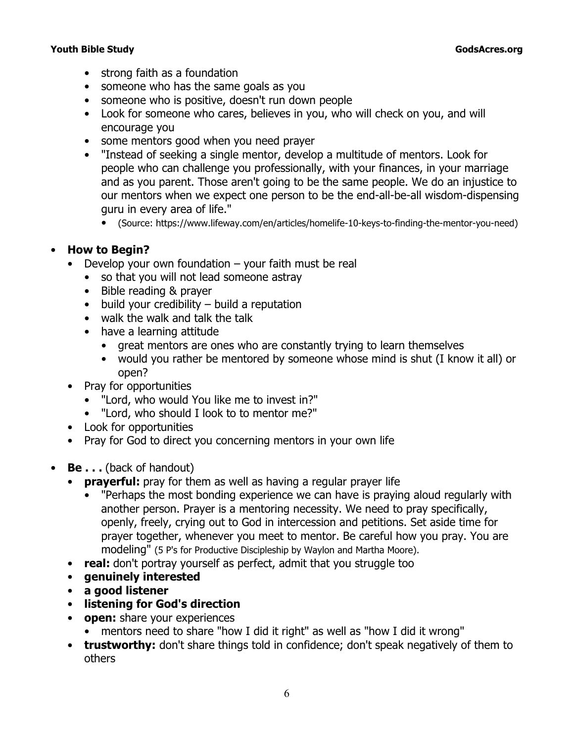- strong faith as a foundation
- someone who has the same goals as you
- someone who is positive, doesn't run down people
- Look for someone who cares, believes in you, who will check on you, and will encourage you
- some mentors good when you need prayer
- "Instead of seeking a single mentor, develop a multitude of mentors. Look for people who can challenge you professionally, with your finances, in your marriage and as you parent. Those aren't going to be the same people. We do an injustice to our mentors when we expect one person to be the end-all-be-all wisdom-dispensing guru in every area of life."
  - (Source: https://www.lifeway.com/en/articles/homelife-10-keys-to-finding-the-mentor-you-need)

- **How to Begin?**
  - Develop your own foundation – your faith must be real
    - so that you will not lead someone astray
    - Bible reading & prayer
    - build your credibility – build a reputation
    - walk the walk and talk the talk
    - have a learning attitude
      - great mentors are ones who are constantly trying to learn themselves
      - would you rather be mentored by someone whose mind is shut (I know it all) or open?
  - Pray for opportunities
    - "Lord, who would You like me to invest in?"
    - "Lord, who should I look to to mentor me?"
  - Look for opportunities
  - Pray for God to direct you concerning mentors in your own life

- **Be . . .** (back of handout)
  - **prayerful:** pray for them as well as having a regular prayer life
    - "Perhaps the most bonding experience we can have is praying aloud regularly with another person. Prayer is a mentoring necessity. We need to pray specifically, openly, freely, crying out to God in intercession and petitions. Set aside time for prayer together, whenever you meet to mentor. Be careful how you pray. You are modeling" (5 P's for Productive Discipleship by Waylon and Martha Moore).
  - **real:** don't portray yourself as perfect, admit that you struggle too
  - **genuinely interested**
  - **a good listener**
  - **listening for God's direction**
  - **open:** share your experiences
    - mentors need to share "how I did it right" as well as "how I did it wrong"
  - **trustworthy:** don't share things told in confidence; don't speak negatively of them to others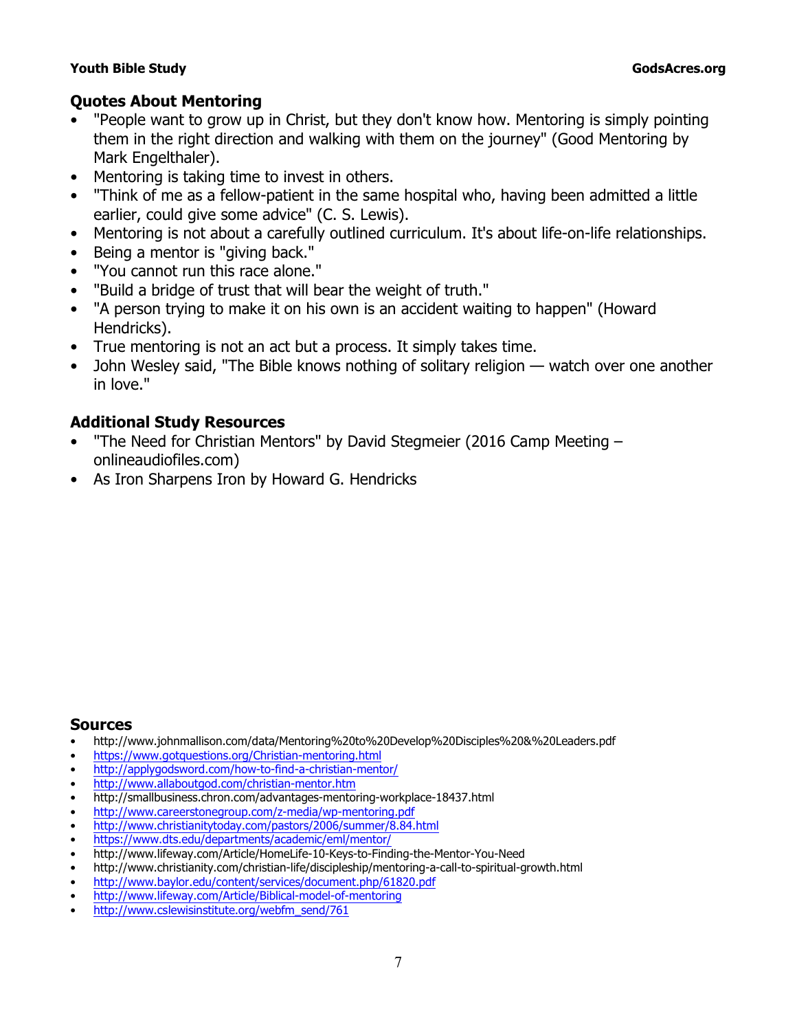## Quotes About Mentoring

- "People want to grow up in Christ, but they don't know how. Mentoring is simply pointing them in the right direction and walking with them on the journey" (Good Mentoring by Mark Engelthaler).
- Mentoring is taking time to invest in others.
- "Think of me as a fellow-patient in the same hospital who, having been admitted a little earlier, could give some advice" (C. S. Lewis).
- Mentoring is not about a carefully outlined curriculum. It's about life-on-life relationships.
- Being a mentor is "giving back."
- "You cannot run this race alone."
- "Build a bridge of trust that will bear the weight of truth."
- "A person trying to make it on his own is an accident waiting to happen" (Howard Hendricks).
- True mentoring is not an act but a process. It simply takes time.
- John Wesley said, "The Bible knows nothing of solitary religion — watch over one another in love."

## Additional Study Resources

- "The Need for Christian Mentors" by David Stegmeier (2016 Camp Meeting – onlineaudiofiles.com)
- As Iron Sharpens Iron by Howard G. Hendricks

## Sources

- http://www.johnmallison.com/data/Mentoring%20to%20Develop%20Disciples%20&%20Leaders.pdf
- https://www.gotquestions.org/Christian-mentoring.html
- http://applygodsword.com/how-to-find-a-christian-mentor/
- http://www.allaboutgod.com/christian-mentor.htm
- http://smallbusiness.chron.com/advantages-mentoring-workplace-18437.html
- http://www.careerstonegroup.com/z-media/wp-mentoring.pdf
- http://www.christianitytoday.com/pastors/2006/summer/8.84.html
- https://www.dts.edu/departments/academic/eml/mentor/
- http://www.lifeway.com/Article/HomeLife-10-Keys-to-Finding-the-Mentor-You-Need
- http://www.christianity.com/christian-life/discipleship/mentoring-a-call-to-spiritual-growth.html
- http://www.baylor.edu/content/services/document.php/61820.pdf
- http://www.lifeway.com/Article/Biblical-model-of-mentoring
- http://www.cslewisinstitute.org/webfm_send/761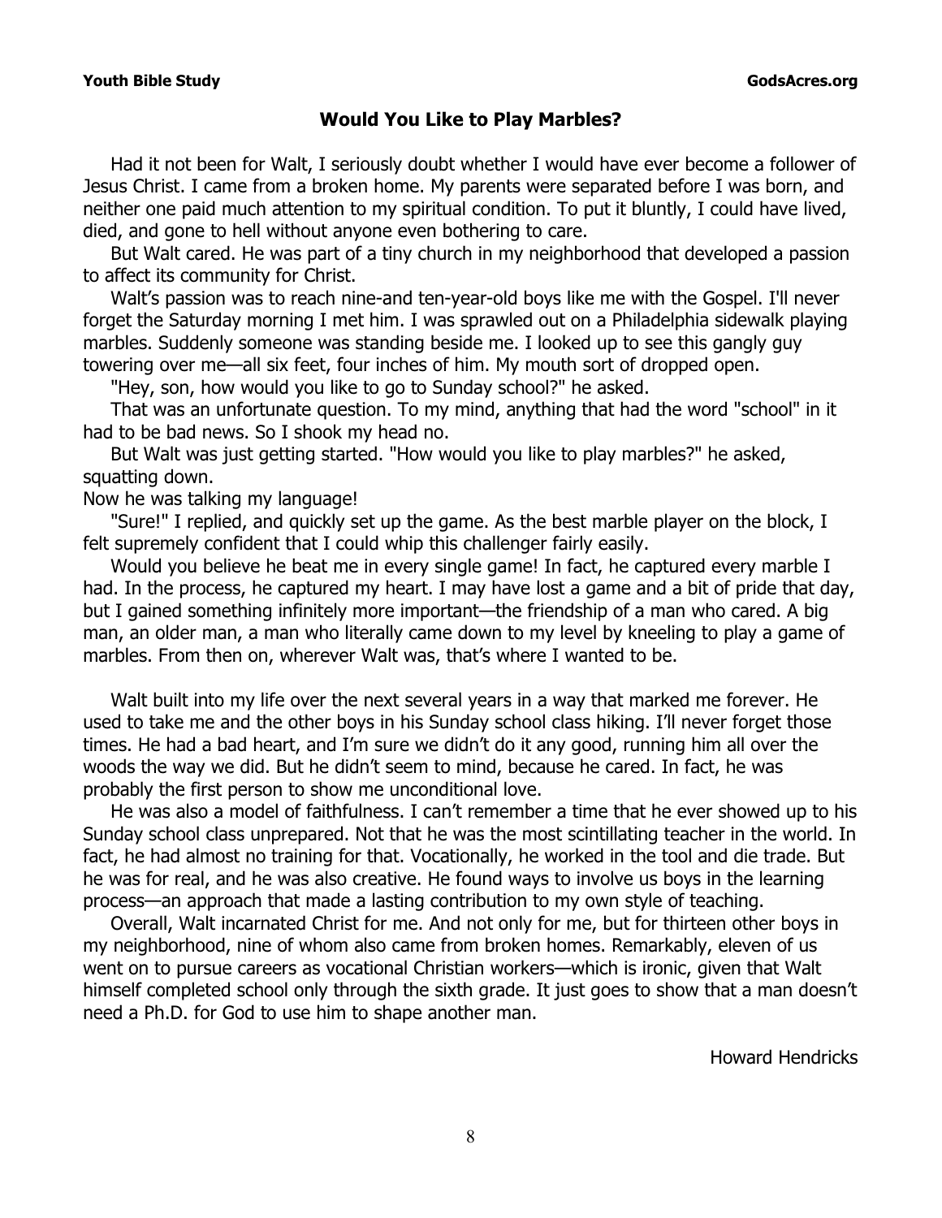## Would You Like to Play Marbles?

Had it not been for Walt, I seriously doubt whether I would have ever become a follower of Jesus Christ. I came from a broken home. My parents were separated before I was born, and neither one paid much attention to my spiritual condition. To put it bluntly, I could have lived, died, and gone to hell without anyone even bothering to care.

But Walt cared. He was part of a tiny church in my neighborhood that developed a passion to affect its community for Christ.

Walt's passion was to reach nine-and ten-year-old boys like me with the Gospel. I'll never forget the Saturday morning I met him. I was sprawled out on a Philadelphia sidewalk playing marbles. Suddenly someone was standing beside me. I looked up to see this gangly guy towering over me—all six feet, four inches of him. My mouth sort of dropped open.

"Hey, son, how would you like to go to Sunday school?" he asked.

That was an unfortunate question. To my mind, anything that had the word "school" in it had to be bad news. So I shook my head no.

But Walt was just getting started. "How would you like to play marbles?" he asked, squatting down.

Now he was talking my language!

"Sure!" I replied, and quickly set up the game. As the best marble player on the block, I felt supremely confident that I could whip this challenger fairly easily.

Would you believe he beat me in every single game! In fact, he captured every marble I had. In the process, he captured my heart. I may have lost a game and a bit of pride that day, but I gained something infinitely more important—the friendship of a man who cared. A big man, an older man, a man who literally came down to my level by kneeling to play a game of marbles. From then on, wherever Walt was, that's where I wanted to be.

Walt built into my life over the next several years in a way that marked me forever. He used to take me and the other boys in his Sunday school class hiking. I'll never forget those times. He had a bad heart, and I'm sure we didn't do it any good, running him all over the woods the way we did. But he didn't seem to mind, because he cared. In fact, he was probably the first person to show me unconditional love.

He was also a model of faithfulness. I can't remember a time that he ever showed up to his Sunday school class unprepared. Not that he was the most scintillating teacher in the world. In fact, he had almost no training for that. Vocationally, he worked in the tool and die trade. But he was for real, and he was also creative. He found ways to involve us boys in the learning process—an approach that made a lasting contribution to my own style of teaching.

Overall, Walt incarnated Christ for me. And not only for me, but for thirteen other boys in my neighborhood, nine of whom also came from broken homes. Remarkably, eleven of us went on to pursue careers as vocational Christian workers—which is ironic, given that Walt himself completed school only through the sixth grade. It just goes to show that a man doesn't need a Ph.D. for God to use him to shape another man.

Howard Hendricks